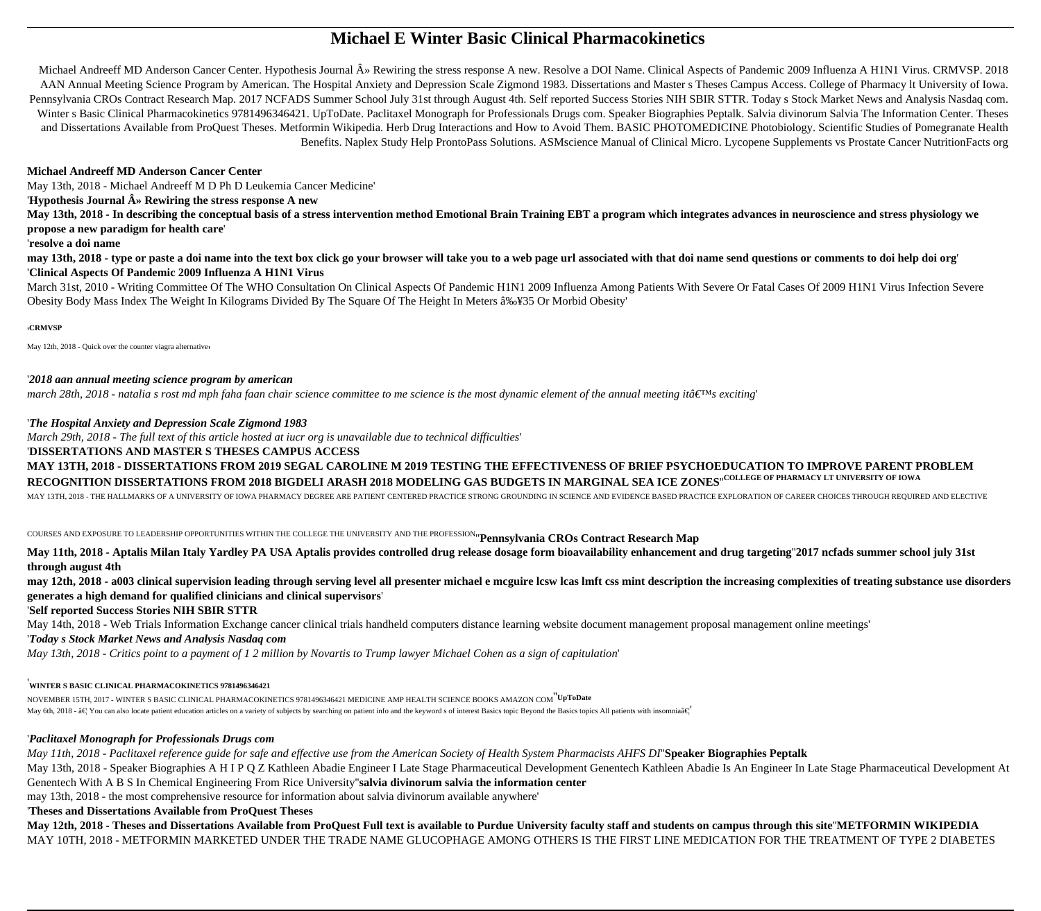# Michael E Winter Basic Clinical Pharmacokinetics

Michael Andreeff MD Anderson Cancer Center. Hypothesis Journal Â» Rewiring the stress response A new. Resolve a DOI Name. Clinical Aspects of Pandemic 2009 Influenza A H1N1 Virus. CRMVSP. 2018 AAN Annual Meeting Science Program by American. The Hospital Anxiety and Depression Scale Zigmond 1983. Dissertations and Master s Theses Campus Access. College of Pharmacy lt University of Iowa. Pennsylvania CROs Contract Research Map. 2017 NCFADS Summer School July 31st through August 4th. Self reported Success Stories NIH SBIR STTR. Today s Stock Market News and Analysis Nasdaq com. Winter s Basic Clinical Pharmacokinetics 9781496346421. UpToDate. Paclitaxel Monograph for Professionals Drugs com. Speaker Biographies Peptalk. Salvia divinorum Salvia The Information Center. Theses and Dissertations Available from ProQuest Theses. Metformin Wikipedia. Herb Drug Interactions and How to Avoid Them. BASIC PHOTOMEDICINE Photobiology. Scientific Studies of Pomegranate Health Benefits. Naplex Study Help ProntoPass Solutions. ASMscience Manual of Clinical Micro. Lycopene Supplements vs Prostate Cancer NutritionFacts org

**Michael Andreeff MD Anderson Cancer Center**

May 13th, 2018 - Michael Andreeff M D Ph D Leukemia Cancer Medicine'

'**Hypothesis Journal Â» Rewiring the stress response A new**

**May 13th, 2018 - In describing the conceptual basis of a stress intervention method Emotional Brain Training EBT a program which integrates advances in neuroscience and stress physiology we propose a new paradigm for health care**'

'**resolve a doi name**

**may 13th, 2018 - type or paste a doi name into the text box click go your browser will take you to a web page url associated with that doi name send questions or comments to doi help doi org**'

'**Clinical Aspects Of Pandemic 2009 Influenza A H1N1 Virus**

March 31st, 2010 - Writing Committee Of The WHO Consultation On Clinical Aspects Of Pandemic H1N1 2009 Influenza Among Patients With Severe Or Fatal Cases Of 2009 H1N1 Virus Infection Severe Obesity Body Mass Index The Weight In Kilograms Divided By The Square Of The Height In Meters â‰¥35 Or Morbid Obesity'

'**CRMVSP**

May 12th, 2018 - Quick over the counter viagra alternative'

'***2018 aan annual meeting science program by american***

*march 28th, 2018 - natalia s rost md mph faha faan chair science committee to me science is the most dynamic element of the annual meeting itâ€™s exciting*'

'***The Hospital Anxiety and Depression Scale Zigmond 1983***

*March 29th, 2018 - The full text of this article hosted at iucr org is unavailable due to technical difficulties*'

'**DISSERTATIONS AND MASTER S THESES CAMPUS ACCESS**

**MAY 13TH, 2018 - DISSERTATIONS FROM 2019 SEGAL CAROLINE M 2019 TESTING THE EFFECTIVENESS OF BRIEF PSYCHOEDUCATION TO IMPROVE PARENT PROBLEM RECOGNITION DISSERTATIONS FROM 2018 BIGDELI ARASH 2018 MODELING GAS BUDGETS IN MARGINAL SEA ICE ZONES**''**COLLEGE OF PHARMACY LT UNIVERSITY OF IOWA**

MAY 13TH, 2018 - THE HALLMARKS OF A UNIVERSITY OF IOWA PHARMACY DEGREE ARE PATIENT CENTERED PRACTICE STRONG GROUNDING IN SCIENCE AND EVIDENCE BASED PRACTICE EXPLORATION OF CAREER CHOICES THROUGH REQUIRED AND ELECTIVE COURSES AND EXPOSURE TO LEADERSHIP OPPORTUNITIES WITHIN THE COLLEGE THE UNIVERSITY AND THE PROFESSION''**Pennsylvania CROs Contract Research Map**

**May 11th, 2018 - Aptalis Milan Italy Yardley PA USA Aptalis provides controlled drug release dosage form bioavailability enhancement and drug targeting**''**2017 ncfads summer school july 31st through august 4th**

**may 12th, 2018 - a003 clinical supervision leading through serving level all presenter michael e mcguire lcsw lcas lmft css mint description the increasing complexities of treating substance use disorders generates a high demand for qualified clinicians and clinical supervisors**'

'**Self reported Success Stories NIH SBIR STTR**

May 14th, 2018 - Web Trials Information Exchange cancer clinical trials handheld computers distance learning website document management proposal management online meetings'

'***Today s Stock Market News and Analysis Nasdaq com***

*May 13th, 2018 - Critics point to a payment of 1 2 million by Novartis to Trump lawyer Michael Cohen as a sign of capitulation*'

'**WINTER S BASIC CLINICAL PHARMACOKINETICS 9781496346421**

NOVEMBER 15TH, 2017 - WINTER S BASIC CLINICAL PHARMACOKINETICS 9781496346421 MEDICINE AMP HEALTH SCIENCE BOOKS AMAZON COM''**UpToDate**

May 6th, 2018 - â€¦ You can also locate patient education articles on a variety of subjects by searching on patient info and the keyword s of interest Basics topic Beyond the Basics topics All patients with insomniaâ€¦'

'***Paclitaxel Monograph for Professionals Drugs com***

*May 11th, 2018 - Paclitaxel reference guide for safe and effective use from the American Society of Health System Pharmacists AHFS DI*''**Speaker Biographies Peptalk**

May 13th, 2018 - Speaker Biographies A H I P Q Z Kathleen Abadie Engineer I Late Stage Pharmaceutical Development Genentech Kathleen Abadie Is An Engineer In Late Stage Pharmaceutical Development At Genentech With A B S In Chemical Engineering From Rice University''**salvia divinorum salvia the information center**

may 13th, 2018 - the most comprehensive resource for information about salvia divinorum available anywhere'

'**Theses and Dissertations Available from ProQuest Theses**

**May 12th, 2018 - Theses and Dissertations Available from ProQuest Full text is available to Purdue University faculty staff and students on campus through this site**''**METFORMIN WIKIPEDIA**

MAY 10TH, 2018 - METFORMIN MARKETED UNDER THE TRADE NAME GLUCOPHAGE AMONG OTHERS IS THE FIRST LINE MEDICATION FOR THE TREATMENT OF TYPE 2 DIABETES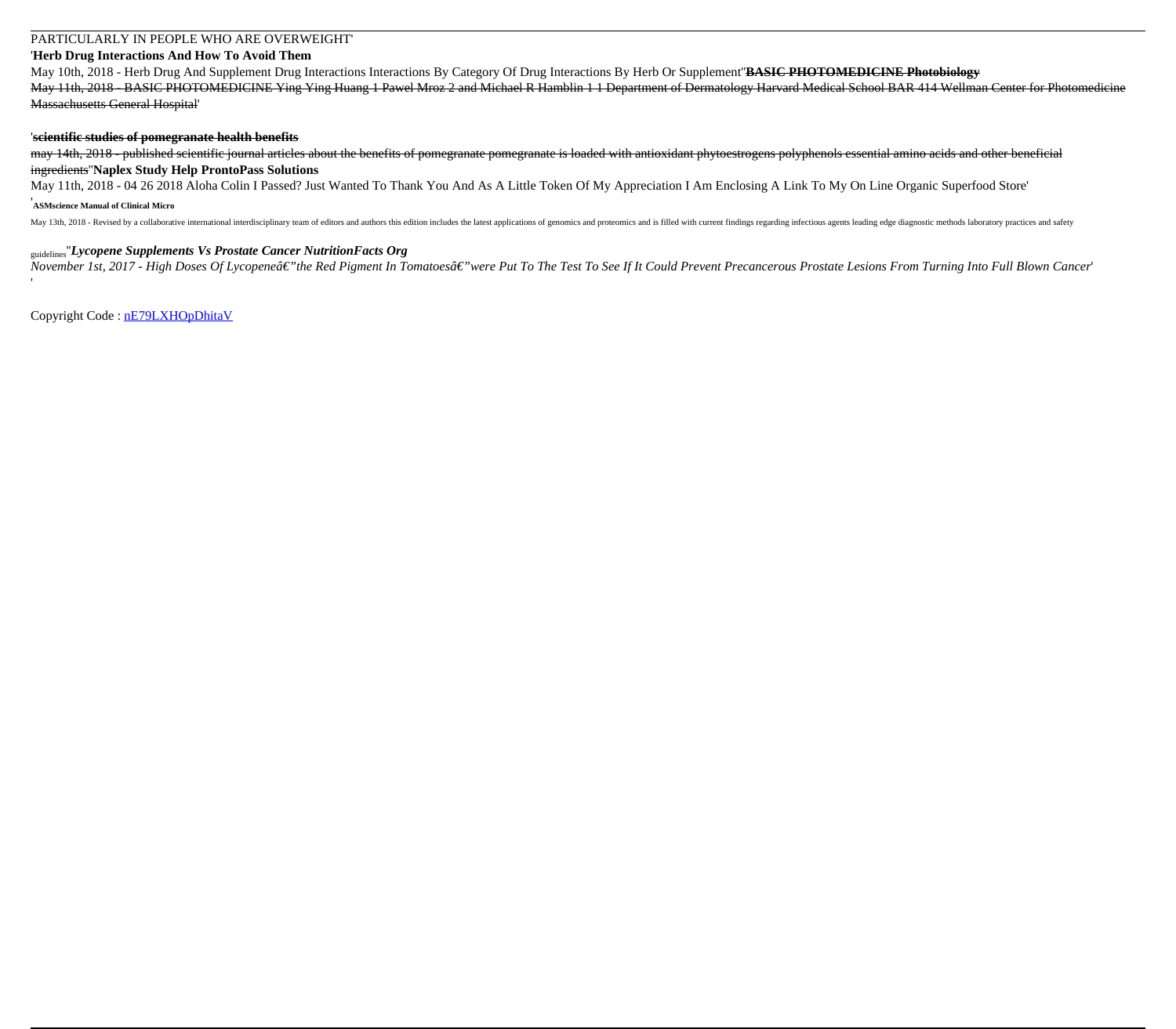PARTICULARLY IN PEOPLE WHO ARE OVERWEIGHT'

'**Herb Drug Interactions And How To Avoid Them**

May 10th, 2018 - Herb Drug And Supplement Drug Interactions Interactions By Category Of Drug Interactions By Herb Or Supplement''~~**BASIC PHOTOMEDICINE Photobiology**~~

~~May 11th, 2018 - BASIC PHOTOMEDICINE Ying Ying Huang 1 Pawel Mroz 2 and Michael R Hamblin 1 1 Department of Dermatology Harvard Medical School BAR 414 Wellman Center for Photomedicine Massachusetts General Hospital~~'

'~~**scientific studies of pomegranate health benefits**~~

~~may 14th, 2018 - published scientific journal articles about the benefits of pomegranate pomegranate is loaded with antioxidant phytoestrogens polyphenols essential amino acids and other beneficial ingredients~~''**Naplex Study Help ProntoPass Solutions**

May 11th, 2018 - 04 26 2018 Aloha Colin I Passed? Just Wanted To Thank You And As A Little Token Of My Appreciation I Am Enclosing A Link To My On Line Organic Superfood Store'

'**ASMscience Manual of Clinical Micro**

May 13th, 2018 - Revised by a collaborative international interdisciplinary team of editors and authors this edition includes the latest applications of genomics and proteomics and is filled with current findings regarding infectious agents leading edge diagnostic methods laboratory practices and safety guidelines''***Lycopene Supplements Vs Prostate Cancer NutritionFacts Org***

*November 1st, 2017 - High Doses Of Lycopeneâ€"the Red Pigment In Tomatoesâ€"were Put To The Test To See If It Could Prevent Precancerous Prostate Lesions From Turning Into Full Blown Cancer*'

'

Copyright Code : nE79LXHOpDhitaV